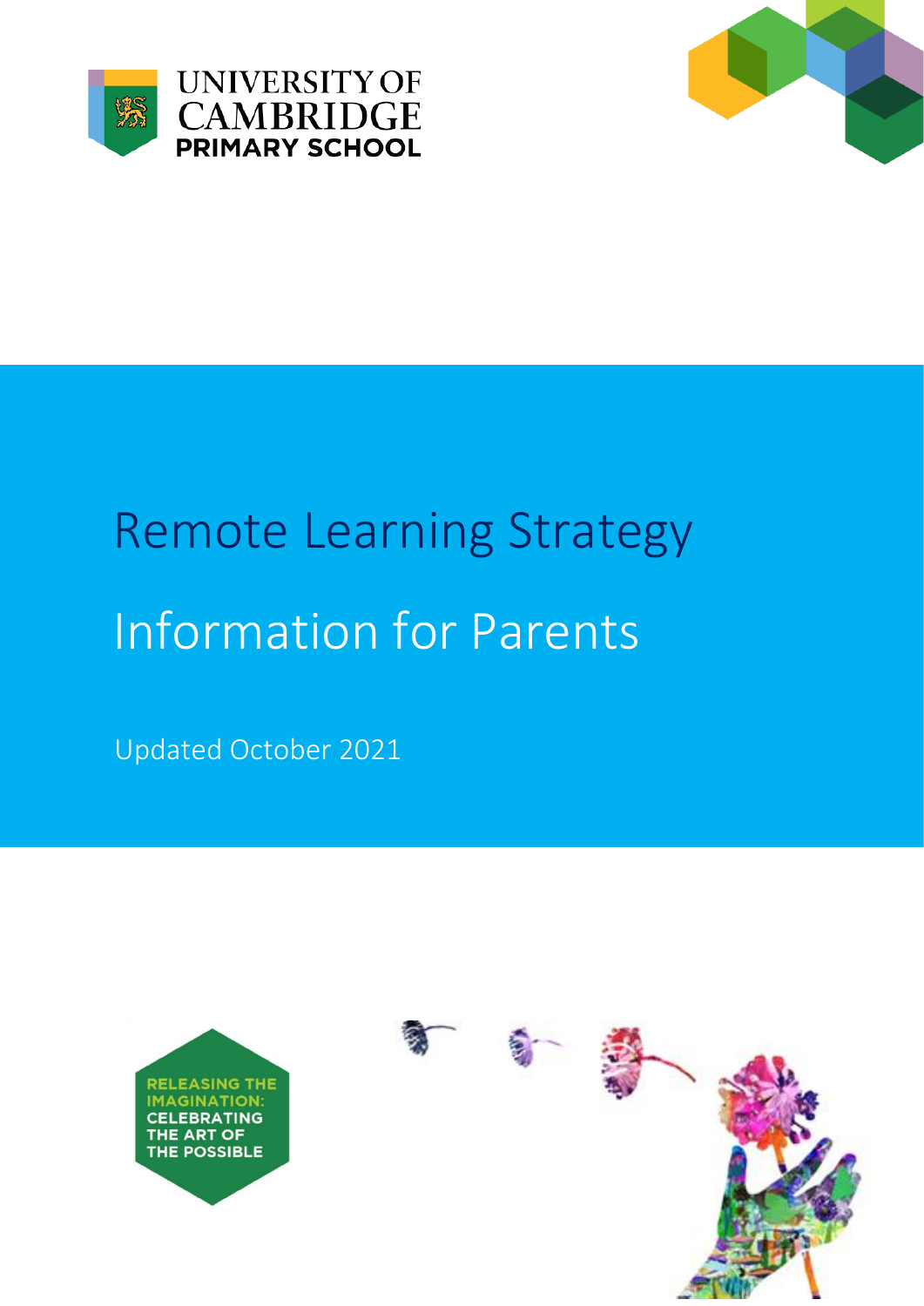UNIVERSITY OF CAMBRIDGE PRIMARY SCHOOL

# Remote Learning Strategy

# Information for Parents

Updated October 2021

RELEASING THE IMAGINATION: CELEBRATING THE ART OF THE POSSIBLE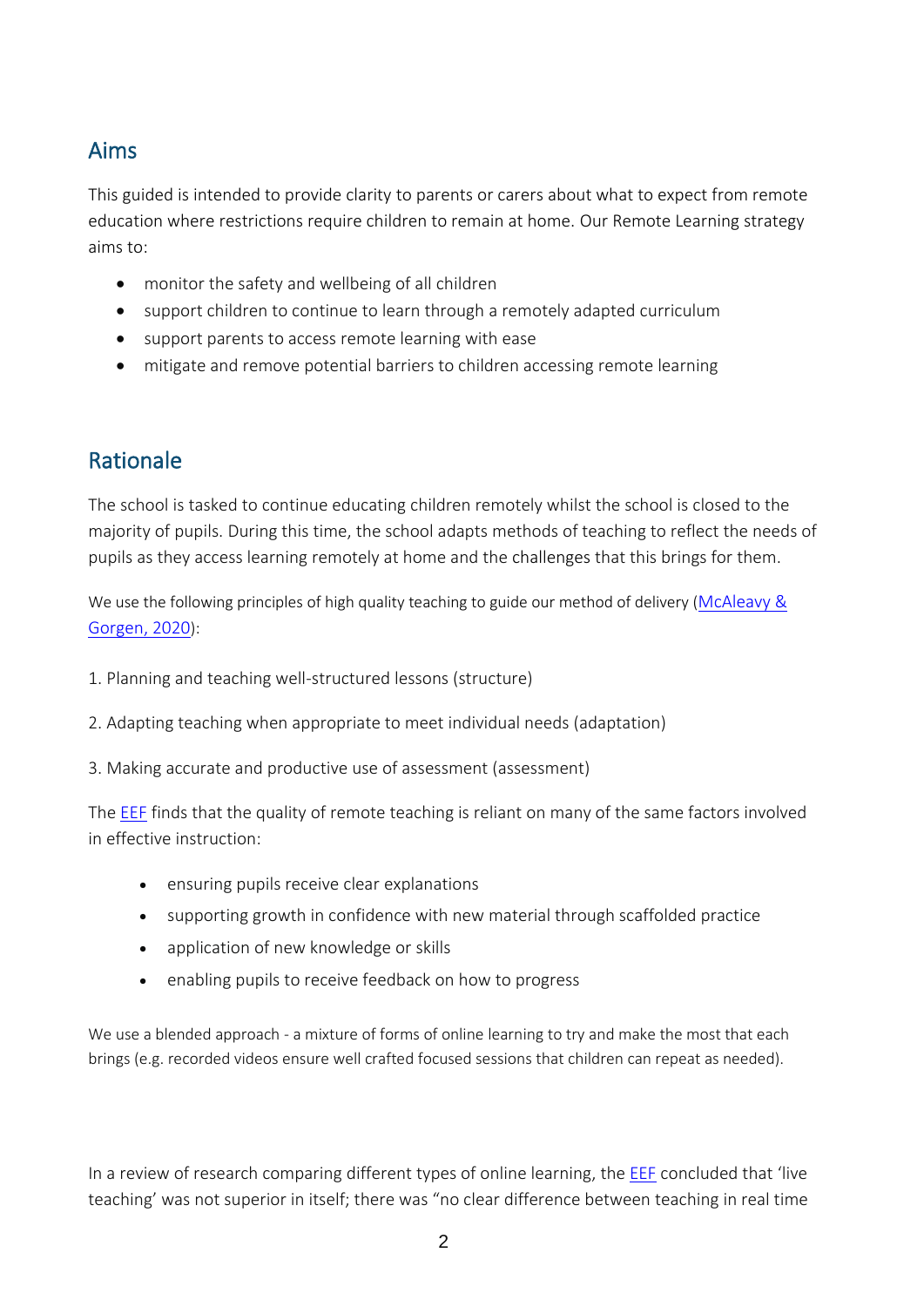## Aims

This guided is intended to provide clarity to parents or carers about what to expect from remote education where restrictions require children to remain at home. Our Remote Learning strategy aims to:

- monitor the safety and wellbeing of all children
- support children to continue to learn through a remotely adapted curriculum
- support parents to access remote learning with ease
- mitigate and remove potential barriers to children accessing remote learning

## Rationale

The school is tasked to continue educating children remotely whilst the school is closed to the majority of pupils. During this time, the school adapts methods of teaching to reflect the needs of pupils as they access learning remotely at home and the challenges that this brings for them.

We use the following principles of high quality teaching to guide our method of delivery (McAleavy & Gorgen, 2020):

1. Planning and teaching well-structured lessons (structure)

2. Adapting teaching when appropriate to meet individual needs (adaptation)

3. Making accurate and productive use of assessment (assessment)

The EEF finds that the quality of remote teaching is reliant on many of the same factors involved in effective instruction:

- ensuring pupils receive clear explanations
- supporting growth in confidence with new material through scaffolded practice
- application of new knowledge or skills
- enabling pupils to receive feedback on how to progress

We use a blended approach - a mixture of forms of online learning to try and make the most that each brings (e.g. recorded videos ensure well crafted focused sessions that children can repeat as needed).

In a review of research comparing different types of online learning, the EEF concluded that 'live teaching' was not superior in itself; there was "no clear difference between teaching in real time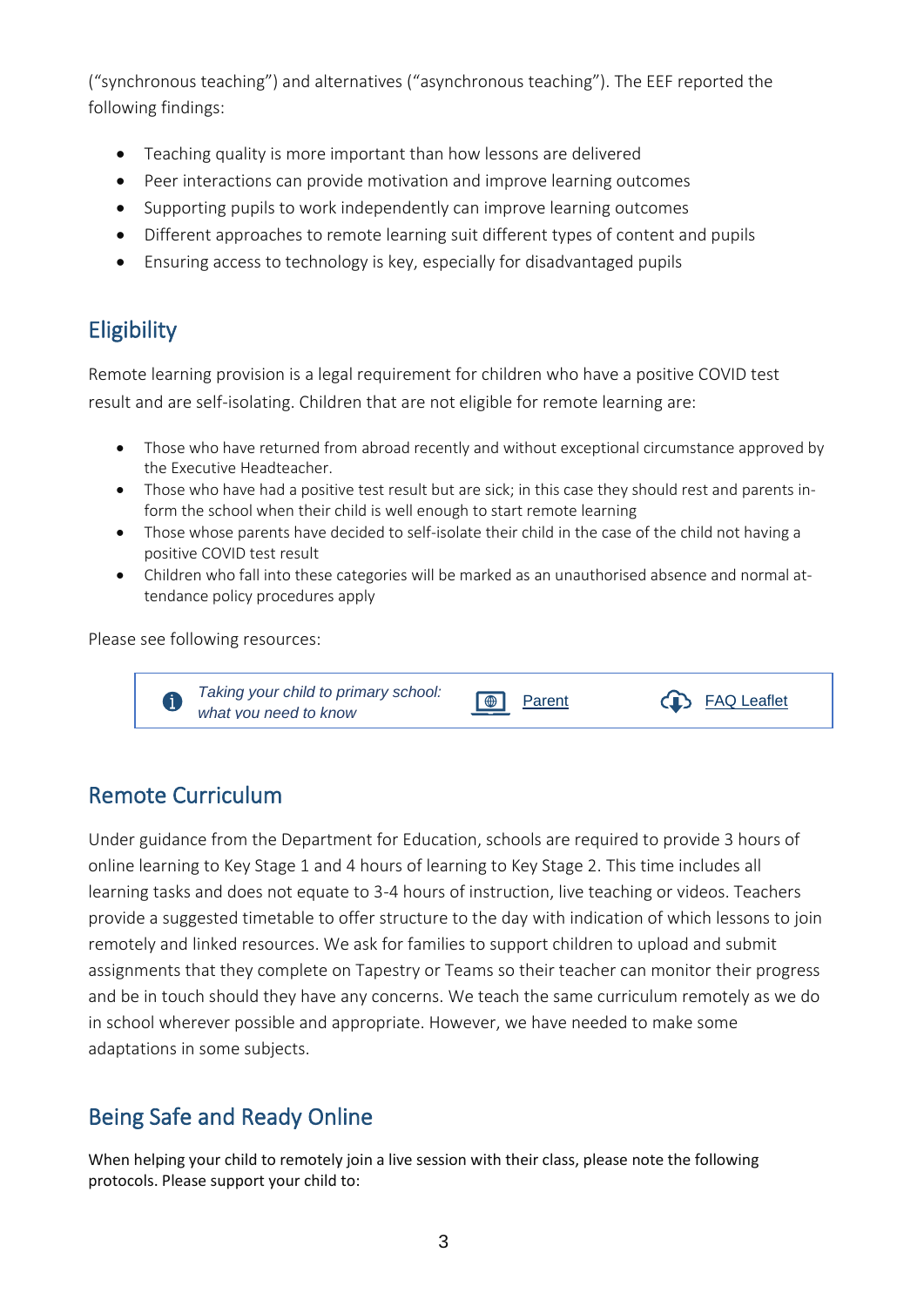("synchronous teaching") and alternatives ("asynchronous teaching"). The EEF reported the following findings:

- Teaching quality is more important than how lessons are delivered
- Peer interactions can provide motivation and improve learning outcomes
- Supporting pupils to work independently can improve learning outcomes
- Different approaches to remote learning suit different types of content and pupils
- Ensuring access to technology is key, especially for disadvantaged pupils

## Eligibility

Remote learning provision is a legal requirement for children who have a positive COVID test result and are self-isolating. Children that are not eligible for remote learning are:

- Those who have returned from abroad recently and without exceptional circumstance approved by the Executive Headteacher.
- Those who have had a positive test result but are sick; in this case they should rest and parents inform the school when their child is well enough to start remote learning
- Those whose parents have decided to self-isolate their child in the case of the child not having a positive COVID test result
- Children who fall into these categories will be marked as an unauthorised absence and normal attendance policy procedures apply

Please see following resources:

| *Taking your child to primary school: what you need to know* | Parent | FAQ Leaflet |
|---|---|---|

## Remote Curriculum

Under guidance from the Department for Education, schools are required to provide 3 hours of online learning to Key Stage 1 and 4 hours of learning to Key Stage 2. This time includes all learning tasks and does not equate to 3-4 hours of instruction, live teaching or videos. Teachers provide a suggested timetable to offer structure to the day with indication of which lessons to join remotely and linked resources. We ask for families to support children to upload and submit assignments that they complete on Tapestry or Teams so their teacher can monitor their progress and be in touch should they have any concerns. We teach the same curriculum remotely as we do in school wherever possible and appropriate. However, we have needed to make some adaptations in some subjects.

## Being Safe and Ready Online

When helping your child to remotely join a live session with their class, please note the following protocols. Please support your child to: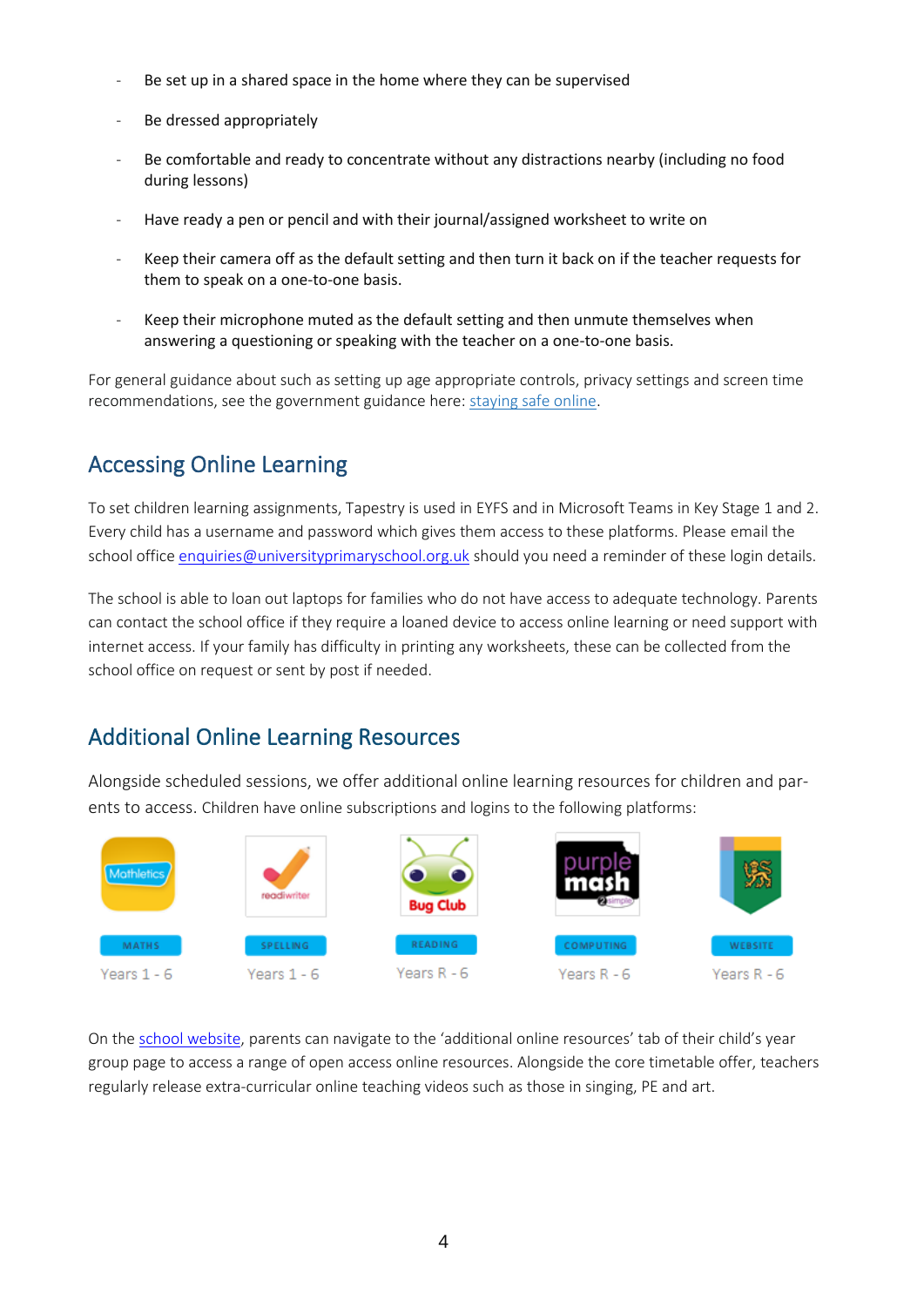- Be set up in a shared space in the home where they can be supervised
- Be dressed appropriately
- Be comfortable and ready to concentrate without any distractions nearby (including no food during lessons)
- Have ready a pen or pencil and with their journal/assigned worksheet to write on
- Keep their camera off as the default setting and then turn it back on if the teacher requests for them to speak on a one-to-one basis.
- Keep their microphone muted as the default setting and then unmute themselves when answering a questioning or speaking with the teacher on a one-to-one basis.

For general guidance about such as setting up age appropriate controls, privacy settings and screen time recommendations, see the government guidance here: staying safe online.

## Accessing Online Learning

To set children learning assignments, Tapestry is used in EYFS and in Microsoft Teams in Key Stage 1 and 2. Every child has a username and password which gives them access to these platforms. Please email the school office enquiries@universityprimaryschool.org.uk should you need a reminder of these login details.

The school is able to loan out laptops for families who do not have access to adequate technology. Parents can contact the school office if they require a loaned device to access online learning or need support with internet access. If your family has difficulty in printing any worksheets, these can be collected from the school office on request or sent by post if needed.

## Additional Online Learning Resources

Alongside scheduled sessions, we offer additional online learning resources for children and parents to access. Children have online subscriptions and logins to the following platforms:

| Mathletics | readiwriter | Bug Club | purple mash | Website |
|---|---|---|---|---|
| MATHS | SPELLING | READING | COMPUTING | WEBSITE |
| Years 1 - 6 | Years 1 - 6 | Years R - 6 | Years R - 6 | Years R - 6 |

On the school website, parents can navigate to the 'additional online resources' tab of their child's year group page to access a range of open access online resources. Alongside the core timetable offer, teachers regularly release extra-curricular online teaching videos such as those in singing, PE and art.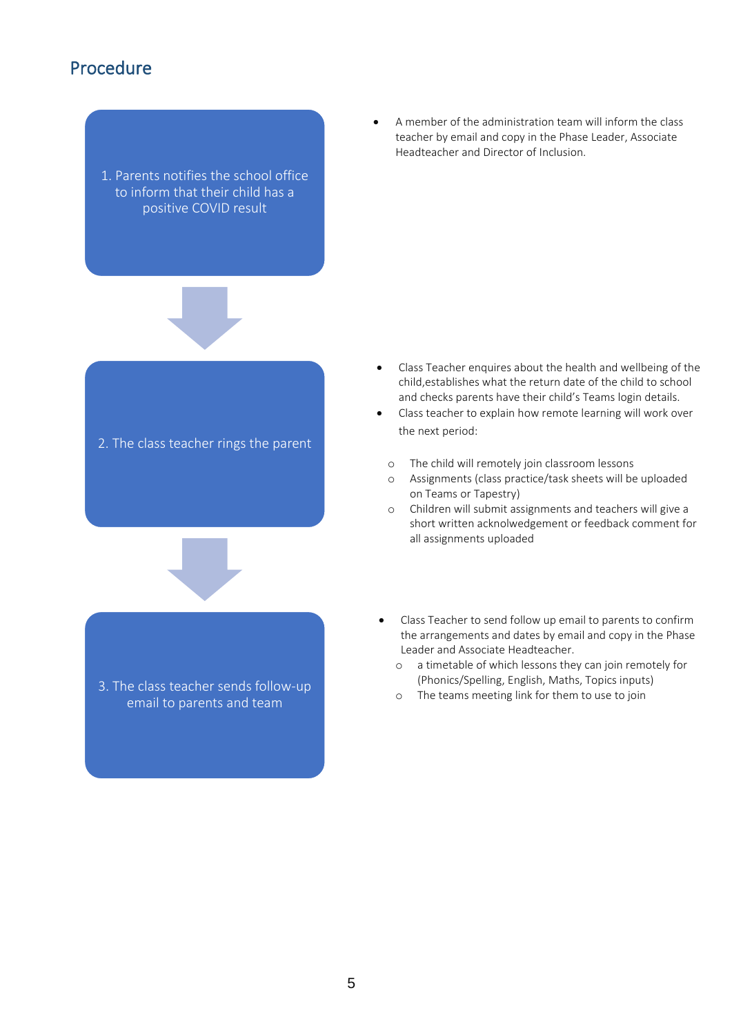## Procedure

**1. Parents notifies the school office to inform that their child has a positive COVID result**

- A member of the administration team will inform the class teacher by email and copy in the Phase Leader, Associate Headteacher and Director of Inclusion.

**2. The class teacher rings the parent**

- Class Teacher enquires about the health and wellbeing of the child,establishes what the return date of the child to school and checks parents have their child's Teams login details.
- Class teacher to explain how remote learning will work over the next period:
  - The child will remotely join classroom lessons
  - Assignments (class practice/task sheets will be uploaded on Teams or Tapestry)
  - Children will submit assignments and teachers will give a short written acknolwedgement or feedback comment for all assignments uploaded

**3. The class teacher sends follow-up email to parents and team**

- Class Teacher to send follow up email to parents to confirm the arrangements and dates by email and copy in the Phase Leader and Associate Headteacher.
  - a timetable of which lessons they can join remotely for (Phonics/Spelling, English, Maths, Topics inputs)
  - The teams meeting link for them to use to join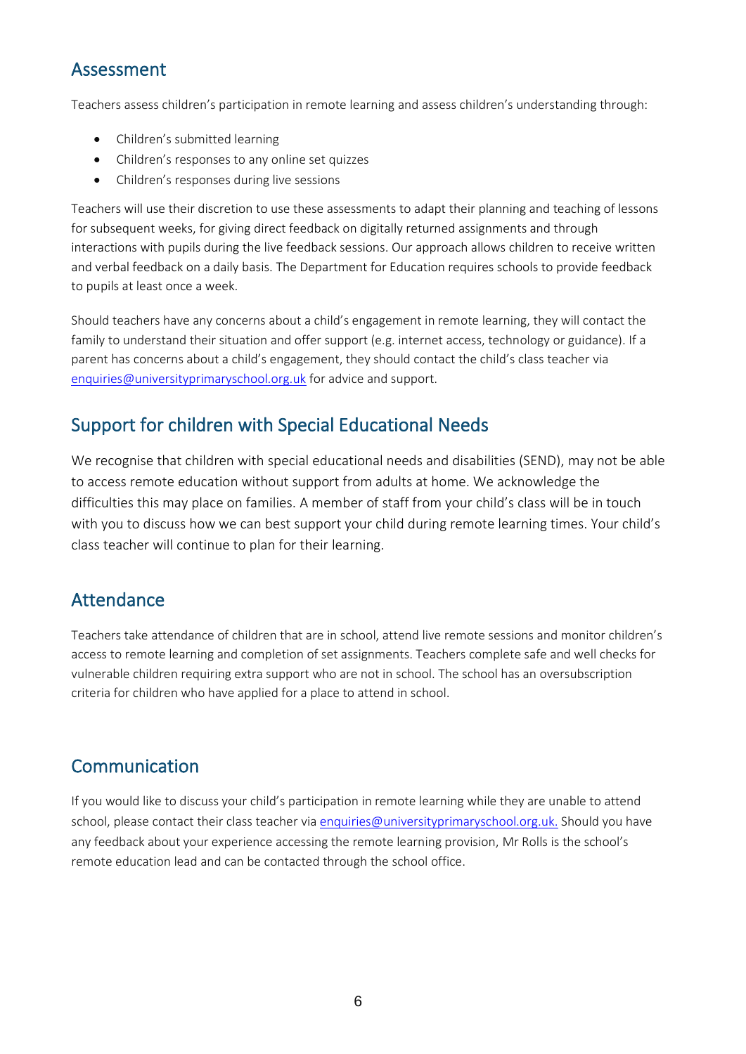## Assessment

Teachers assess children's participation in remote learning and assess children's understanding through:

- Children's submitted learning
- Children's responses to any online set quizzes
- Children's responses during live sessions

Teachers will use their discretion to use these assessments to adapt their planning and teaching of lessons for subsequent weeks, for giving direct feedback on digitally returned assignments and through interactions with pupils during the live feedback sessions. Our approach allows children to receive written and verbal feedback on a daily basis. The Department for Education requires schools to provide feedback to pupils at least once a week.

Should teachers have any concerns about a child's engagement in remote learning, they will contact the family to understand their situation and offer support (e.g. internet access, technology or guidance). If a parent has concerns about a child's engagement, they should contact the child's class teacher via enquiries@universityprimaryschool.org.uk for advice and support.

## Support for children with Special Educational Needs

We recognise that children with special educational needs and disabilities (SEND), may not be able to access remote education without support from adults at home. We acknowledge the difficulties this may place on families. A member of staff from your child's class will be in touch with you to discuss how we can best support your child during remote learning times. Your child's class teacher will continue to plan for their learning.

## Attendance

Teachers take attendance of children that are in school, attend live remote sessions and monitor children's access to remote learning and completion of set assignments. Teachers complete safe and well checks for vulnerable children requiring extra support who are not in school. The school has an oversubscription criteria for children who have applied for a place to attend in school.

## Communication

If you would like to discuss your child's participation in remote learning while they are unable to attend school, please contact their class teacher via enquiries@universityprimaryschool.org.uk. Should you have any feedback about your experience accessing the remote learning provision, Mr Rolls is the school's remote education lead and can be contacted through the school office.